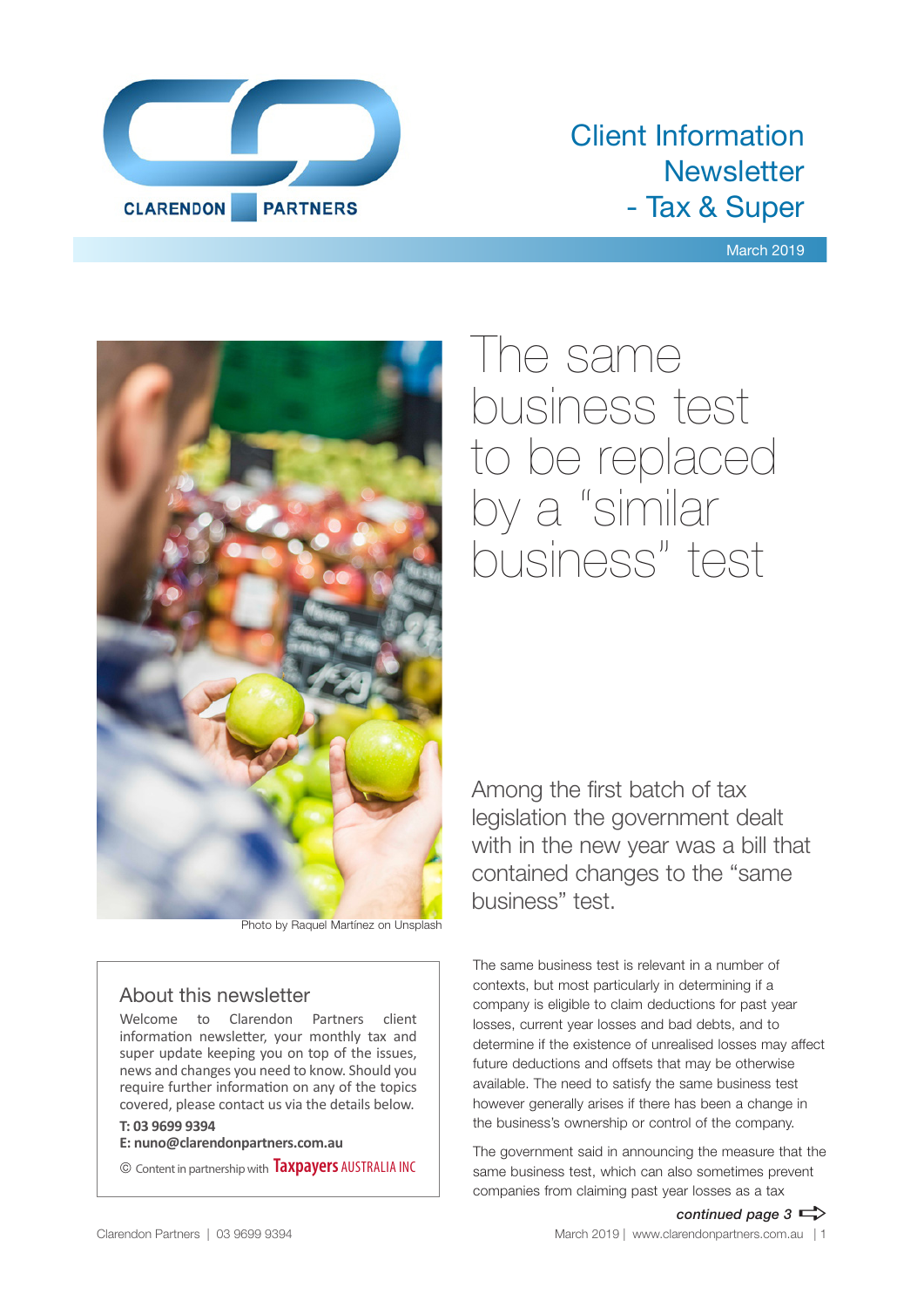CLARENDON PARTNERS

# Client Information Newsletter - Tax & Super

March 2019

Photo by Raquel Martínez on Unsplash

## About this newsletter

Welcome to Clarendon Partners client information newsletter, your monthly tax and super update keeping you on top of the issues, news and changes you need to know. Should you require further information on any of the topics covered, please contact us via the details below.

**T: 03 9699 9394**

**E: nuno@clarendonpartners.com.au**

© Content in partnership with Taxpayers AUSTRALIA INC

# The same business test to be replaced by a "similar business" test

Among the first batch of tax legislation the government dealt with in the new year was a bill that contained changes to the "same business" test.

The same business test is relevant in a number of contexts, but most particularly in determining if a company is eligible to claim deductions for past year losses, current year losses and bad debts, and to determine if the existence of unrealised losses may affect future deductions and offsets that may be otherwise available. The need to satisfy the same business test however generally arises if there has been a change in the business's ownership or control of the company.

The government said in announcing the measure that the same business test, which can also sometimes prevent companies from claiming past year losses as a tax

*continued page 3*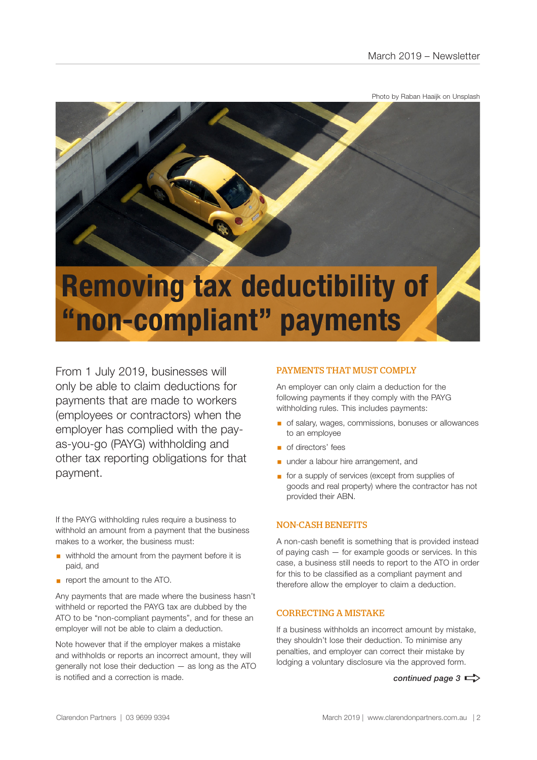Photo by Raban Haaijk on Unsplash

# Removing tax deductibility of "non-compliant" payments

From 1 July 2019, businesses will only be able to claim deductions for payments that are made to workers (employees or contractors) when the employer has complied with the pay-as-you-go (PAYG) withholding and other tax reporting obligations for that payment.

If the PAYG withholding rules require a business to withhold an amount from a payment that the business makes to a worker, the business must:

- withhold the amount from the payment before it is paid, and
- report the amount to the ATO.

Any payments that are made where the business hasn't withheld or reported the PAYG tax are dubbed by the ATO to be "non-compliant payments", and for these an employer will not be able to claim a deduction.

Note however that if the employer makes a mistake and withholds or reports an incorrect amount, they will generally not lose their deduction — as long as the ATO is notified and a correction is made.

## PAYMENTS THAT MUST COMPLY

An employer can only claim a deduction for the following payments if they comply with the PAYG withholding rules. This includes payments:

- of salary, wages, commissions, bonuses or allowances to an employee
- of directors' fees
- under a labour hire arrangement, and
- for a supply of services (except from supplies of goods and real property) where the contractor has not provided their ABN.

## NON-CASH BENEFITS

A non-cash benefit is something that is provided instead of paying cash — for example goods or services. In this case, a business still needs to report to the ATO in order for this to be classified as a compliant payment and therefore allow the employer to claim a deduction.

## CORRECTING A MISTAKE

If a business withholds an incorrect amount by mistake, they shouldn't lose their deduction. To minimise any penalties, and employer can correct their mistake by lodging a voluntary disclosure via the approved form.

*continued page 3*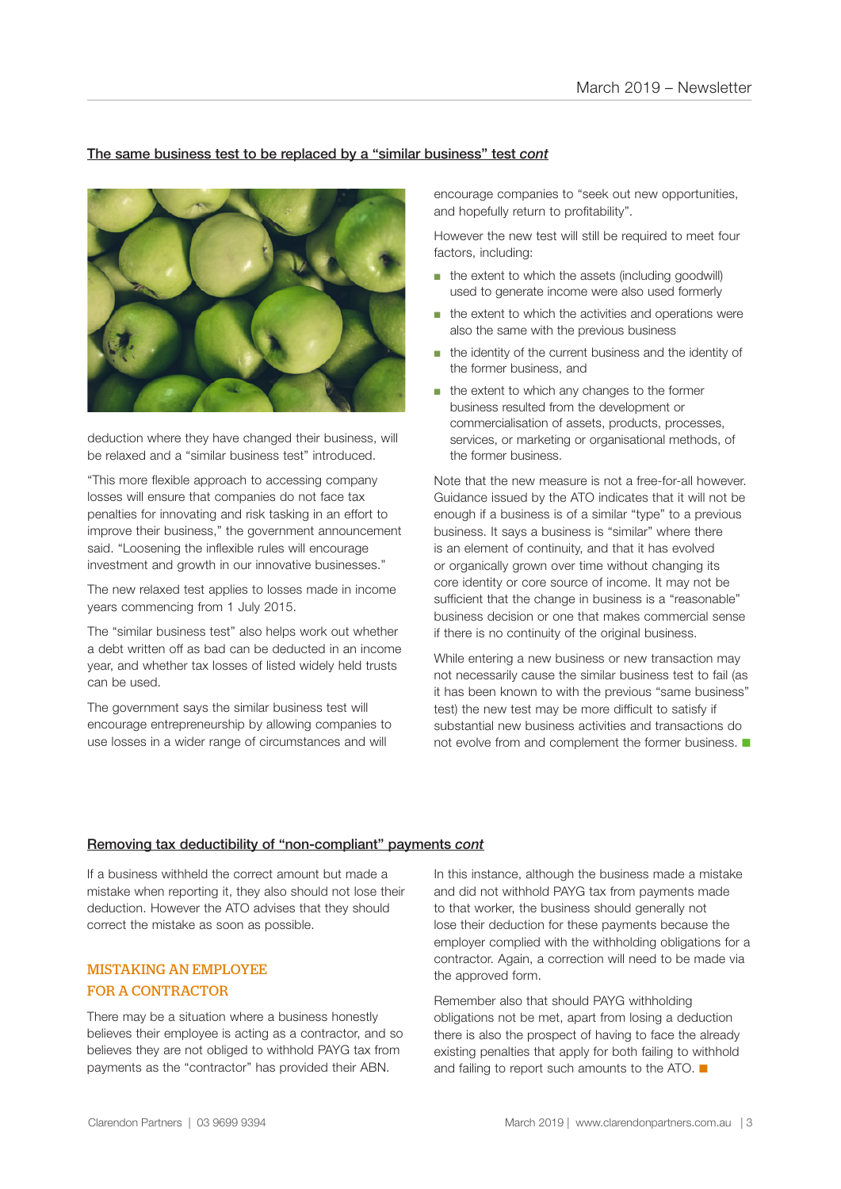## The same business test to be replaced by a "similar business" test *cont*

deduction where they have changed their business, will be relaxed and a "similar business test" introduced.

"This more flexible approach to accessing company losses will ensure that companies do not face tax penalties for innovating and risk tasking in an effort to improve their business," the government announcement said. "Loosening the inflexible rules will encourage investment and growth in our innovative businesses."

The new relaxed test applies to losses made in income years commencing from 1 July 2015.

The "similar business test" also helps work out whether a debt written off as bad can be deducted in an income year, and whether tax losses of listed widely held trusts can be used.

The government says the similar business test will encourage entrepreneurship by allowing companies to use losses in a wider range of circumstances and will encourage companies to "seek out new opportunities, and hopefully return to profitability".

However the new test will still be required to meet four factors, including:

- the extent to which the assets (including goodwill) used to generate income were also used formerly
- the extent to which the activities and operations were also the same with the previous business
- the identity of the current business and the identity of the former business, and
- the extent to which any changes to the former business resulted from the development or commercialisation of assets, products, processes, services, or marketing or organisational methods, of the former business.

Note that the new measure is not a free-for-all however. Guidance issued by the ATO indicates that it will not be enough if a business is of a similar "type" to a previous business. It says a business is "similar" where there is an element of continuity, and that it has evolved or organically grown over time without changing its core identity or core source of income. It may not be sufficient that the change in business is a "reasonable" business decision or one that makes commercial sense if there is no continuity of the original business.

While entering a new business or new transaction may not necessarily cause the similar business test to fail (as it has been known to with the previous "same business" test) the new test may be more difficult to satisfy if substantial new business activities and transactions do not evolve from and complement the former business. ■

## Removing tax deductibility of "non-compliant" payments *cont*

If a business withheld the correct amount but made a mistake when reporting it, they also should not lose their deduction. However the ATO advises that they should correct the mistake as soon as possible.

### MISTAKING AN EMPLOYEE FOR A CONTRACTOR

There may be a situation where a business honestly believes their employee is acting as a contractor, and so believes they are not obliged to withhold PAYG tax from payments as the "contractor" has provided their ABN.

In this instance, although the business made a mistake and did not withhold PAYG tax from payments made to that worker, the business should generally not lose their deduction for these payments because the employer complied with the withholding obligations for a contractor. Again, a correction will need to be made via the approved form.

Remember also that should PAYG withholding obligations not be met, apart from losing a deduction there is also the prospect of having to face the already existing penalties that apply for both failing to withhold and failing to report such amounts to the ATO. ■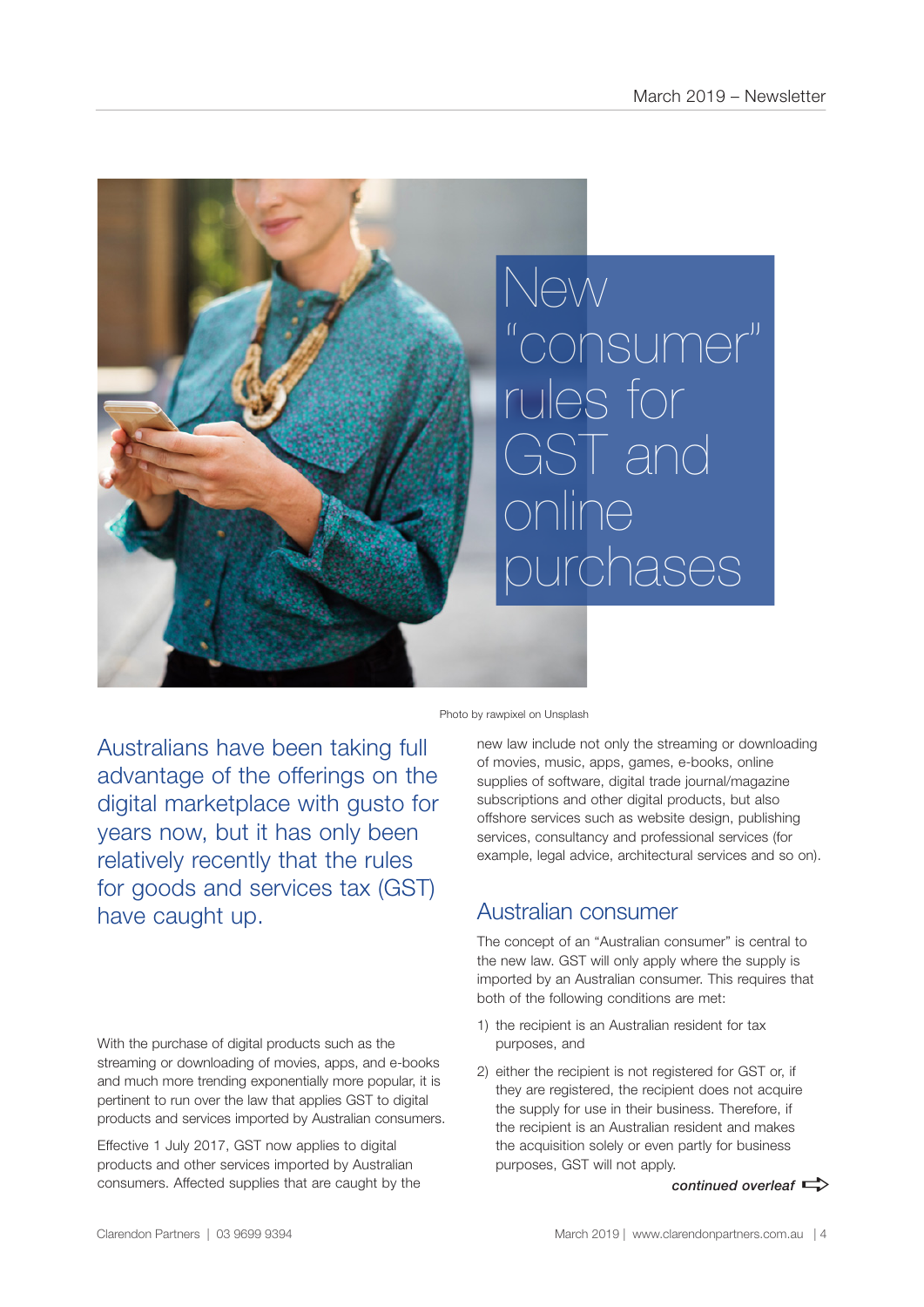# New "consumer" rules for GST and online purchases

Photo by rawpixel on Unsplash

Australians have been taking full advantage of the offerings on the digital marketplace with gusto for years now, but it has only been relatively recently that the rules for goods and services tax (GST) have caught up.

With the purchase of digital products such as the streaming or downloading of movies, apps, and e-books and much more trending exponentially more popular, it is pertinent to run over the law that applies GST to digital products and services imported by Australian consumers.

Effective 1 July 2017, GST now applies to digital products and other services imported by Australian consumers. Affected supplies that are caught by the new law include not only the streaming or downloading of movies, music, apps, games, e-books, online supplies of software, digital trade journal/magazine subscriptions and other digital products, but also offshore services such as website design, publishing services, consultancy and professional services (for example, legal advice, architectural services and so on).

## Australian consumer

The concept of an "Australian consumer" is central to the new law. GST will only apply where the supply is imported by an Australian consumer. This requires that both of the following conditions are met:

1) the recipient is an Australian resident for tax purposes, and
2) either the recipient is not registered for GST or, if they are registered, the recipient does not acquire the supply for use in their business. Therefore, if the recipient is an Australian resident and makes the acquisition solely or even partly for business purposes, GST will not apply.

***continued overleaf***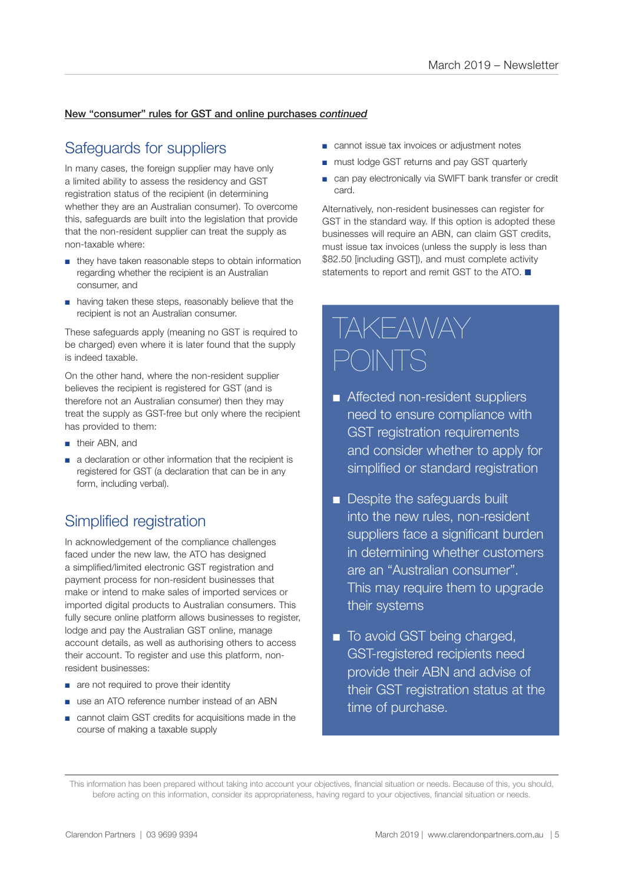**New "consumer" rules for GST and online purchases *continued***

## Safeguards for suppliers

In many cases, the foreign supplier may have only a limited ability to assess the residency and GST registration status of the recipient (in determining whether they are an Australian consumer). To overcome this, safeguards are built into the legislation that provide that the non-resident supplier can treat the supply as non-taxable where:

- they have taken reasonable steps to obtain information regarding whether the recipient is an Australian consumer, and
- having taken these steps, reasonably believe that the recipient is not an Australian consumer.

These safeguards apply (meaning no GST is required to be charged) even where it is later found that the supply is indeed taxable.

On the other hand, where the non-resident supplier believes the recipient is registered for GST (and is therefore not an Australian consumer) then they may treat the supply as GST-free but only where the recipient has provided to them:

- their ABN, and
- a declaration or other information that the recipient is registered for GST (a declaration that can be in any form, including verbal).

## Simplified registration

In acknowledgement of the compliance challenges faced under the new law, the ATO has designed a simplified/limited electronic GST registration and payment process for non-resident businesses that make or intend to make sales of imported services or imported digital products to Australian consumers. This fully secure online platform allows businesses to register, lodge and pay the Australian GST online, manage account details, as well as authorising others to access their account. To register and use this platform, non-resident businesses:

- are not required to prove their identity
- use an ATO reference number instead of an ABN
- cannot claim GST credits for acquisitions made in the course of making a taxable supply
- cannot issue tax invoices or adjustment notes
- must lodge GST returns and pay GST quarterly
- can pay electronically via SWIFT bank transfer or credit card.

Alternatively, non-resident businesses can register for GST in the standard way. If this option is adopted these businesses will require an ABN, can claim GST credits, must issue tax invoices (unless the supply is less than $82.50 [including GST]), and must complete activity statements to report and remit GST to the ATO. ■

## TAKEAWAY POINTS

- Affected non-resident suppliers need to ensure compliance with GST registration requirements and consider whether to apply for simplified or standard registration
- Despite the safeguards built into the new rules, non-resident suppliers face a significant burden in determining whether customers are an "Australian consumer". This may require them to upgrade their systems
- To avoid GST being charged, GST-registered recipients need provide their ABN and advise of their GST registration status at the time of purchase.

This information has been prepared without taking into account your objectives, financial situation or needs. Because of this, you should, before acting on this information, consider its appropriateness, having regard to your objectives, financial situation or needs.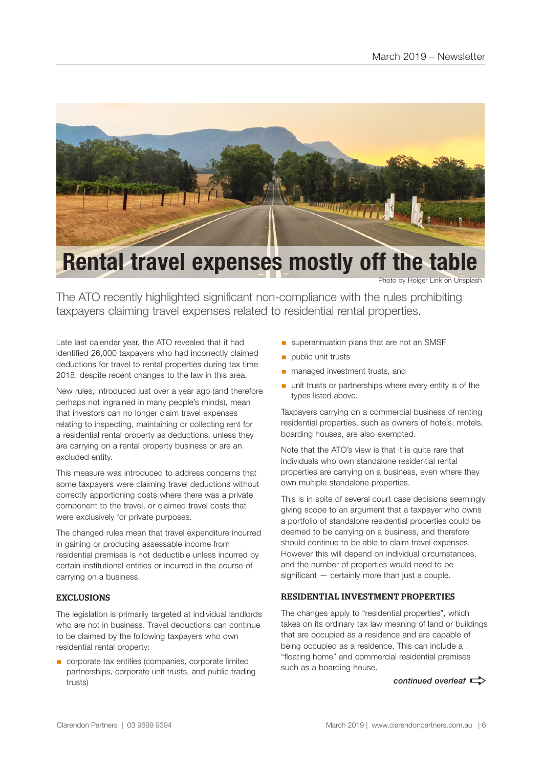# Rental travel expenses mostly off the table

Photo by Holger Link on Unsplash

The ATO recently highlighted significant non-compliance with the rules prohibiting taxpayers claiming travel expenses related to residential rental properties.

Late last calendar year, the ATO revealed that it had identified 26,000 taxpayers who had incorrectly claimed deductions for travel to rental properties during tax time 2018, despite recent changes to the law in this area.

New rules, introduced just over a year ago (and therefore perhaps not ingrained in many people's minds), mean that investors can no longer claim travel expenses relating to inspecting, maintaining or collecting rent for a residential rental property as deductions, unless they are carrying on a rental property business or are an excluded entity.

This measure was introduced to address concerns that some taxpayers were claiming travel deductions without correctly apportioning costs where there was a private component to the travel, or claimed travel costs that were exclusively for private purposes.

The changed rules mean that travel expenditure incurred in gaining or producing assessable income from residential premises is not deductible unless incurred by certain institutional entities or incurred in the course of carrying on a business.

## EXCLUSIONS

The legislation is primarily targeted at individual landlords who are not in business. Travel deductions can continue to be claimed by the following taxpayers who own residential rental property:

- corporate tax entities (companies, corporate limited partnerships, corporate unit trusts, and public trading trusts)
- superannuation plans that are not an SMSF
- public unit trusts
- managed investment trusts, and
- unit trusts or partnerships where every entity is of the types listed above.

Taxpayers carrying on a commercial business of renting residential properties, such as owners of hotels, motels, boarding houses, are also exempted.

Note that the ATO's view is that it is quite rare that individuals who own standalone residential rental properties are carrying on a business, even where they own multiple standalone properties.

This is in spite of several court case decisions seemingly giving scope to an argument that a taxpayer who owns a portfolio of standalone residential properties could be deemed to be carrying on a business, and therefore should continue to be able to claim travel expenses. However this will depend on individual circumstances, and the number of properties would need to be significant — certainly more than just a couple.

## RESIDENTIAL INVESTMENT PROPERTIES

The changes apply to "residential properties", which takes on its ordinary tax law meaning of land or buildings that are occupied as a residence and are capable of being occupied as a residence. This can include a "floating home" and commercial residential premises such as a boarding house.

*continued overleaf*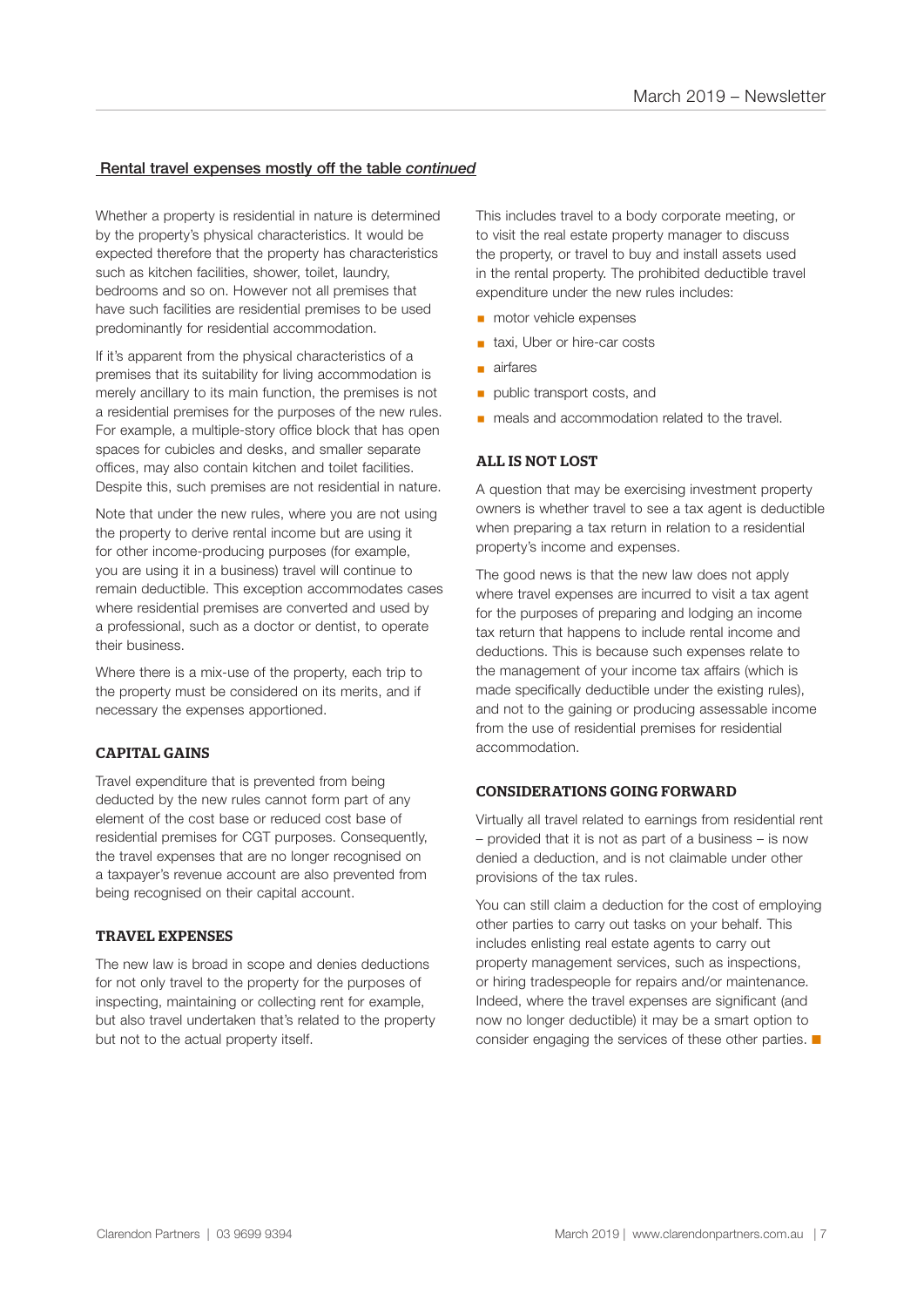## Rental travel expenses mostly off the table *continued*

Whether a property is residential in nature is determined by the property's physical characteristics. It would be expected therefore that the property has characteristics such as kitchen facilities, shower, toilet, laundry, bedrooms and so on. However not all premises that have such facilities are residential premises to be used predominantly for residential accommodation.

If it's apparent from the physical characteristics of a premises that its suitability for living accommodation is merely ancillary to its main function, the premises is not a residential premises for the purposes of the new rules. For example, a multiple-story office block that has open spaces for cubicles and desks, and smaller separate offices, may also contain kitchen and toilet facilities. Despite this, such premises are not residential in nature.

Note that under the new rules, where you are not using the property to derive rental income but are using it for other income-producing purposes (for example, you are using it in a business) travel will continue to remain deductible. This exception accommodates cases where residential premises are converted and used by a professional, such as a doctor or dentist, to operate their business.

Where there is a mix-use of the property, each trip to the property must be considered on its merits, and if necessary the expenses apportioned.

### CAPITAL GAINS

Travel expenditure that is prevented from being deducted by the new rules cannot form part of any element of the cost base or reduced cost base of residential premises for CGT purposes. Consequently, the travel expenses that are no longer recognised on a taxpayer's revenue account are also prevented from being recognised on their capital account.

### TRAVEL EXPENSES

The new law is broad in scope and denies deductions for not only travel to the property for the purposes of inspecting, maintaining or collecting rent for example, but also travel undertaken that's related to the property but not to the actual property itself.

This includes travel to a body corporate meeting, or to visit the real estate property manager to discuss the property, or travel to buy and install assets used in the rental property. The prohibited deductible travel expenditure under the new rules includes:

- motor vehicle expenses
- taxi, Uber or hire-car costs
- airfares
- public transport costs, and
- meals and accommodation related to the travel.

### ALL IS NOT LOST

A question that may be exercising investment property owners is whether travel to see a tax agent is deductible when preparing a tax return in relation to a residential property's income and expenses.

The good news is that the new law does not apply where travel expenses are incurred to visit a tax agent for the purposes of preparing and lodging an income tax return that happens to include rental income and deductions. This is because such expenses relate to the management of your income tax affairs (which is made specifically deductible under the existing rules), and not to the gaining or producing assessable income from the use of residential premises for residential accommodation.

### CONSIDERATIONS GOING FORWARD

Virtually all travel related to earnings from residential rent – provided that it is not as part of a business – is now denied a deduction, and is not claimable under other provisions of the tax rules.

You can still claim a deduction for the cost of employing other parties to carry out tasks on your behalf. This includes enlisting real estate agents to carry out property management services, such as inspections, or hiring tradespeople for repairs and/or maintenance. Indeed, where the travel expenses are significant (and now no longer deductible) it may be a smart option to consider engaging the services of these other parties. ■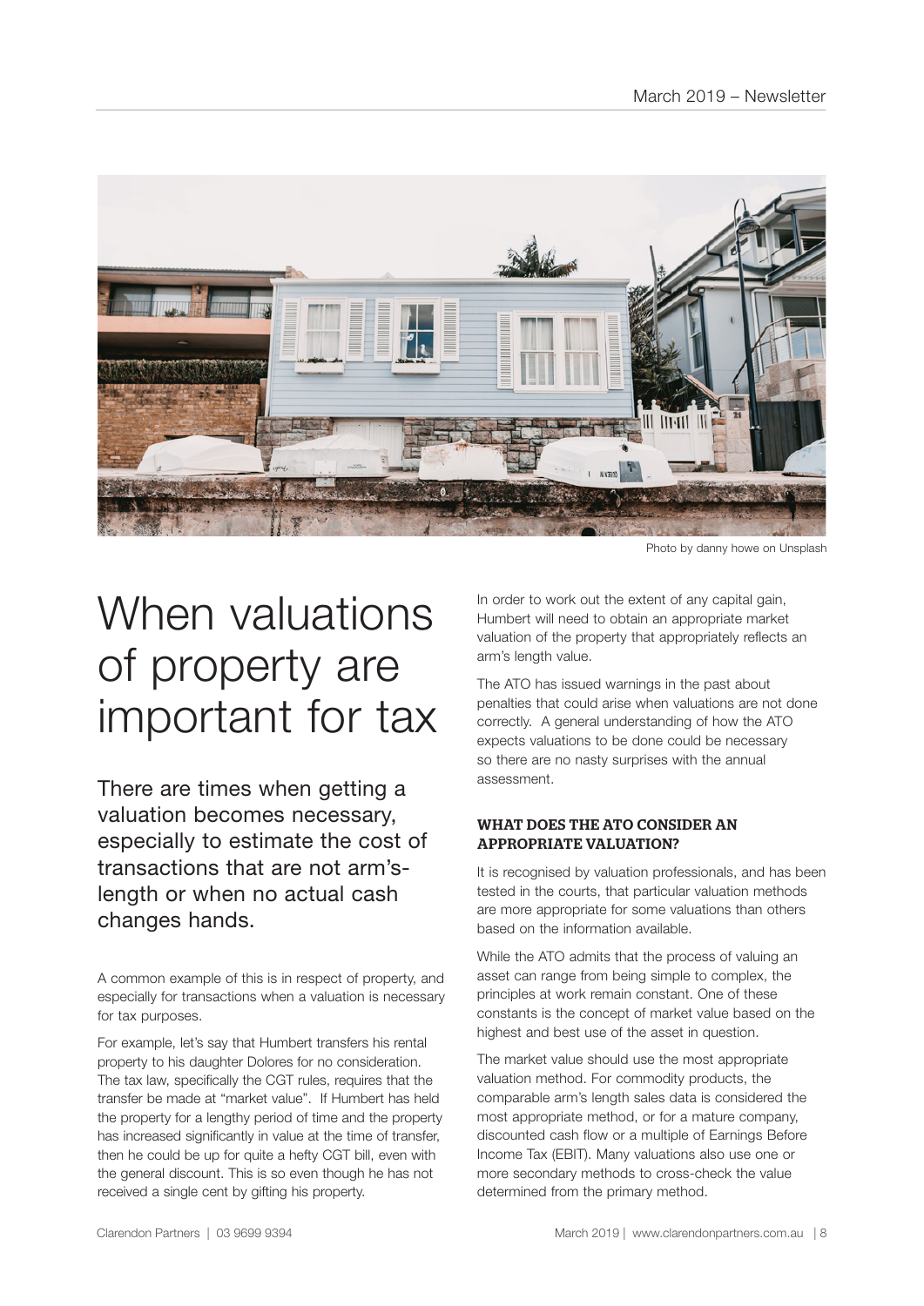Photo by danny howe on Unsplash

# When valuations of property are important for tax

There are times when getting a valuation becomes necessary, especially to estimate the cost of transactions that are not arm's-length or when no actual cash changes hands.

A common example of this is in respect of property, and especially for transactions when a valuation is necessary for tax purposes.

For example, let's say that Humbert transfers his rental property to his daughter Dolores for no consideration. The tax law, specifically the CGT rules, requires that the transfer be made at "market value". If Humbert has held the property for a lengthy period of time and the property has increased significantly in value at the time of transfer, then he could be up for quite a hefty CGT bill, even with the general discount. This is so even though he has not received a single cent by gifting his property.

In order to work out the extent of any capital gain, Humbert will need to obtain an appropriate market valuation of the property that appropriately reflects an arm's length value.

The ATO has issued warnings in the past about penalties that could arise when valuations are not done correctly. A general understanding of how the ATO expects valuations to be done could be necessary so there are no nasty surprises with the annual assessment.

### WHAT DOES THE ATO CONSIDER AN APPROPRIATE VALUATION?

It is recognised by valuation professionals, and has been tested in the courts, that particular valuation methods are more appropriate for some valuations than others based on the information available.

While the ATO admits that the process of valuing an asset can range from being simple to complex, the principles at work remain constant. One of these constants is the concept of market value based on the highest and best use of the asset in question.

The market value should use the most appropriate valuation method. For commodity products, the comparable arm's length sales data is considered the most appropriate method, or for a mature company, discounted cash flow or a multiple of Earnings Before Income Tax (EBIT). Many valuations also use one or more secondary methods to cross-check the value determined from the primary method.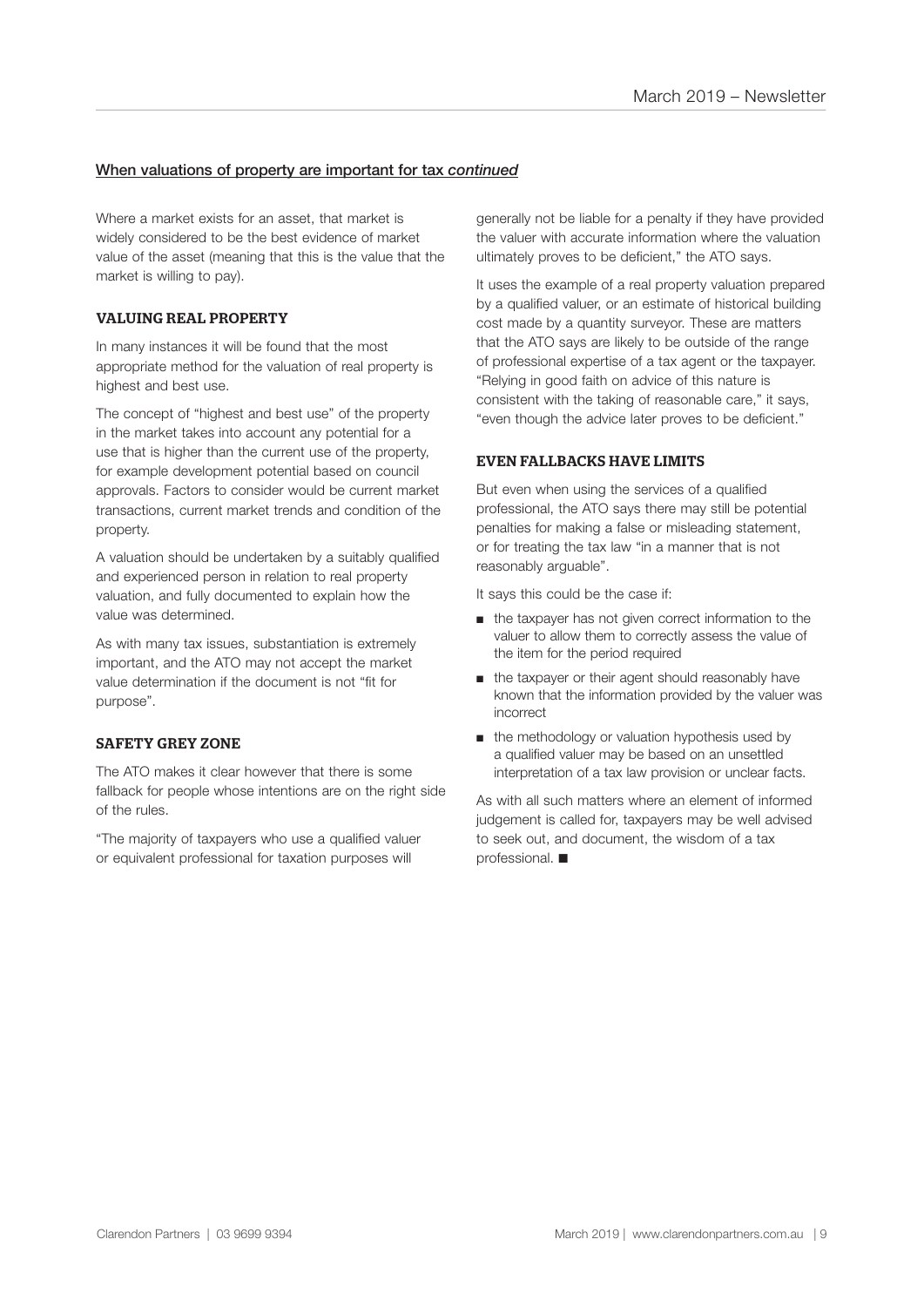**When valuations of property are important for tax *continued***

Where a market exists for an asset, that market is widely considered to be the best evidence of market value of the asset (meaning that this is the value that the market is willing to pay).

### VALUING REAL PROPERTY

In many instances it will be found that the most appropriate method for the valuation of real property is highest and best use.

The concept of "highest and best use" of the property in the market takes into account any potential for a use that is higher than the current use of the property, for example development potential based on council approvals. Factors to consider would be current market transactions, current market trends and condition of the property.

A valuation should be undertaken by a suitably qualified and experienced person in relation to real property valuation, and fully documented to explain how the value was determined.

As with many tax issues, substantiation is extremely important, and the ATO may not accept the market value determination if the document is not "fit for purpose".

### SAFETY GREY ZONE

The ATO makes it clear however that there is some fallback for people whose intentions are on the right side of the rules.

"The majority of taxpayers who use a qualified valuer or equivalent professional for taxation purposes will generally not be liable for a penalty if they have provided the valuer with accurate information where the valuation ultimately proves to be deficient," the ATO says.

It uses the example of a real property valuation prepared by a qualified valuer, or an estimate of historical building cost made by a quantity surveyor. These are matters that the ATO says are likely to be outside of the range of professional expertise of a tax agent or the taxpayer. "Relying in good faith on advice of this nature is consistent with the taking of reasonable care," it says, "even though the advice later proves to be deficient."

### EVEN FALLBACKS HAVE LIMITS

But even when using the services of a qualified professional, the ATO says there may still be potential penalties for making a false or misleading statement, or for treating the tax law "in a manner that is not reasonably arguable".

It says this could be the case if:

- the taxpayer has not given correct information to the valuer to allow them to correctly assess the value of the item for the period required
- the taxpayer or their agent should reasonably have known that the information provided by the valuer was incorrect
- the methodology or valuation hypothesis used by a qualified valuer may be based on an unsettled interpretation of a tax law provision or unclear facts.

As with all such matters where an element of informed judgement is called for, taxpayers may be well advised to seek out, and document, the wisdom of a tax professional. ■